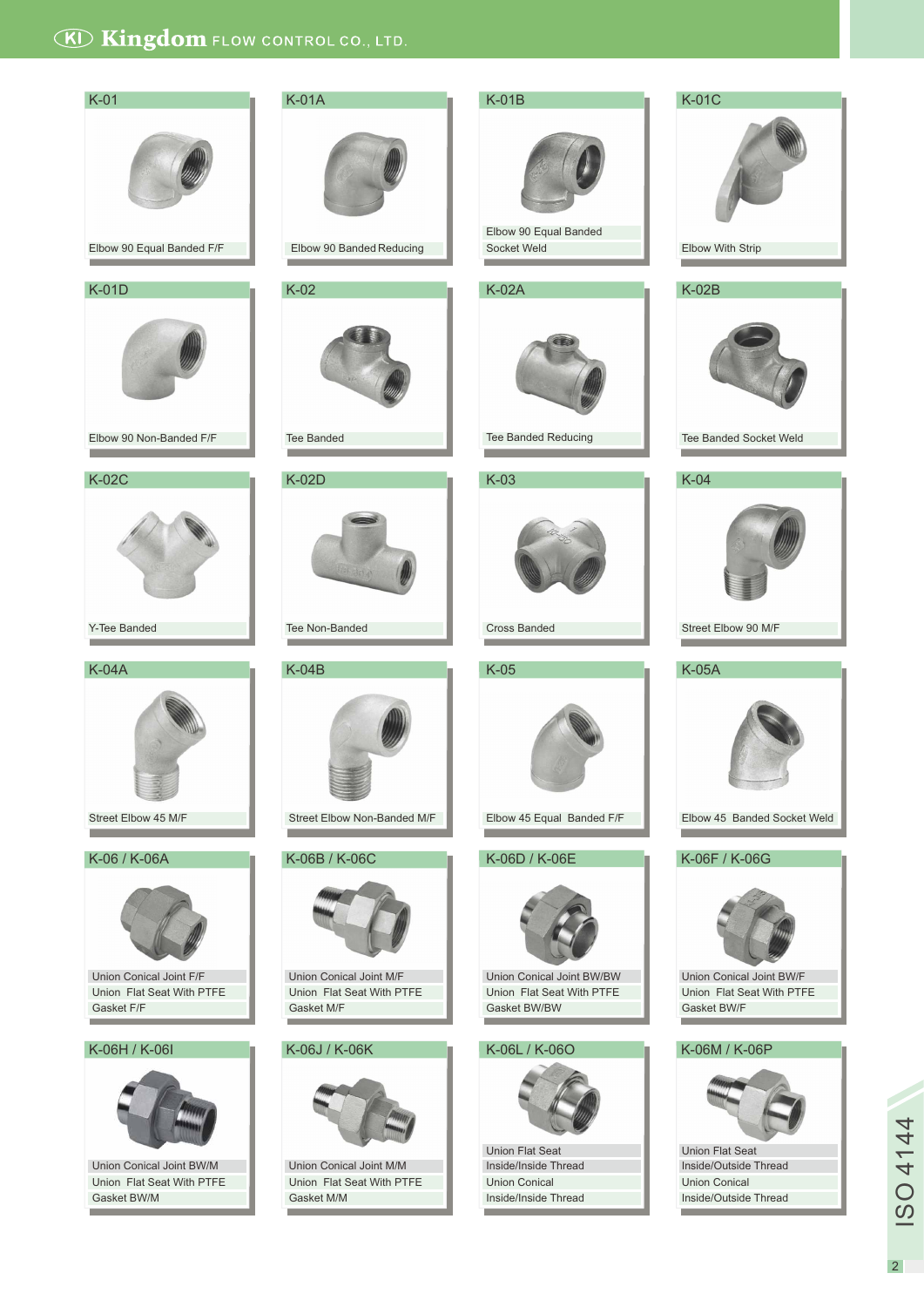Kingdom FLOW CONTROL CO., LTD.

**K-01**
Elbow 90 Equal Banded F/F

**K-01A**
Elbow 90 Banded Reducing

**K-01B**
Elbow 90 Equal Banded Socket Weld

**K-01C**
Elbow With Strip

**K-01D**
Elbow 90 Non-Banded F/F

**K-02**
Tee Banded

**K-02A**
Tee Banded Reducing

**K-02B**
Tee Banded Socket Weld

**K-02C**
Y-Tee Banded

**K-02D**
Tee Non-Banded

**K-03**
Cross Banded

**K-04**
Street Elbow 90 M/F

**K-04A**
Street Elbow 45 M/F

**K-04B**
Street Elbow Non-Banded M/F

**K-05**
Elbow 45 Equal Banded F/F

**K-05A**
Elbow 45 Banded Socket Weld

**K-06 / K-06A**
Union Conical Joint F/F
Union Flat Seat With PTFE Gasket F/F

**K-06B / K-06C**
Union Conical Joint M/F
Union Flat Seat With PTFE Gasket M/F

**K-06D / K-06E**
Union Conical Joint BW/BW
Union Flat Seat With PTFE Gasket BW/BW

**K-06F / K-06G**
Union Conical Joint BW/F
Union Flat Seat With PTFE Gasket BW/F

**K-06H / K-06I**
Union Conical Joint BW/M
Union Flat Seat With PTFE Gasket BW/M

**K-06J / K-06K**
Union Conical Joint M/M
Union Flat Seat With PTFE Gasket M/M

**K-06L / K-06O**
Union Flat Seat Inside/Inside Thread
Union Conical Inside/Inside Thread

**K-06M / K-06P**
Union Flat Seat Inside/Outside Thread
Union Conical Inside/Outside Thread

ISO 4144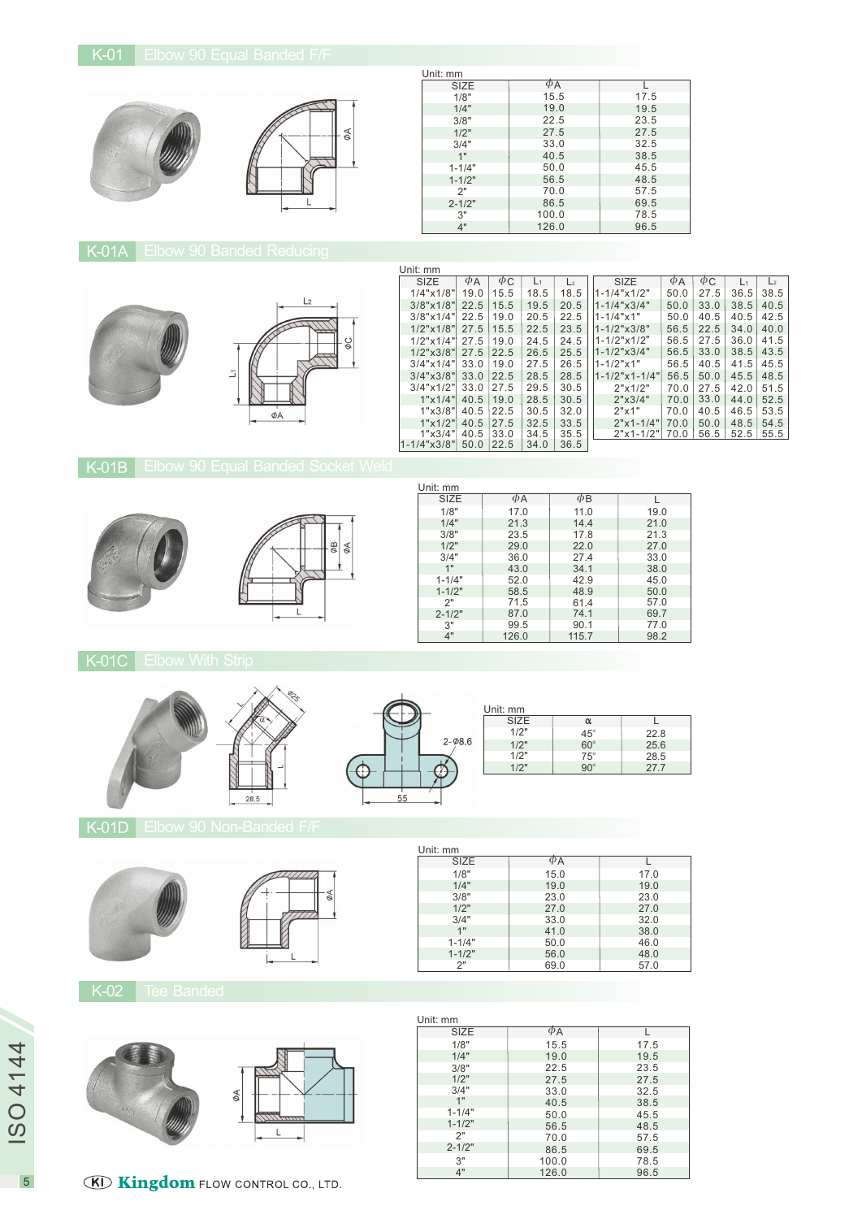## K-01 Elbow 90 Equal Banded F/F

Unit: mm

| SIZE | ΦA | L |
|---|---|---|
| 1/8" | 15.5 | 17.5 |
| 1/4" | 19.0 | 19.5 |
| 3/8" | 22.5 | 23.5 |
| 1/2" | 27.5 | 27.5 |
| 3/4" | 33.0 | 32.5 |
| 1" | 40.5 | 38.5 |
| 1-1/4" | 50.0 | 45.5 |
| 1-1/2" | 56.5 | 48.5 |
| 2" | 70.0 | 57.5 |
| 2-1/2" | 86.5 | 69.5 |
| 3" | 100.0 | 78.5 |
| 4" | 126.0 | 96.5 |

## K-01A Elbow 90 Banded Reducing

Unit: mm

| SIZE | ΦA | ΦC | $L_1$ | $L_2$ |
|---|---|---|---|---|
| 1/4"x1/8" | 19.0 | 15.5 | 18.5 | 18.5 |
| 3/8"x1/8" | 22.5 | 15.5 | 19.5 | 20.5 |
| 3/8"x1/4" | 22.5 | 19.0 | 20.5 | 22.5 |
| 1/2"x1/8" | 27.5 | 15.5 | 22.5 | 23.5 |
| 1/2"x1/4" | 27.5 | 19.0 | 24.5 | 24.5 |
| 1/2"x3/8" | 27.5 | 22.5 | 26.5 | 25.5 |
| 3/4"x1/4" | 33.0 | 19.0 | 27.5 | 26.5 |
| 3/4"x3/8" | 33.0 | 22.5 | 28.5 | 28.5 |
| 3/4"x1/2" | 33.0 | 27.5 | 29.5 | 30.5 |
| 1"x1/4" | 40.5 | 19.0 | 28.5 | 30.5 |
| 1"x3/8" | 40.5 | 22.5 | 30.5 | 32.0 |
| 1"x1/2" | 40.5 | 27.5 | 32.5 | 33.5 |
| 1"x3/4" | 40.5 | 33.0 | 34.5 | 35.5 |
| 1-1/4"x3/8" | 50.0 | 22.5 | 34.0 | 36.5 |
| 1-1/4"x1/2" | 50.0 | 27.5 | 36.5 | 38.5 |
| 1-1/4"x3/4" | 50.0 | 33.0 | 38.5 | 40.5 |
| 1-1/4"x1" | 50.0 | 40.5 | 40.5 | 42.5 |
| 1-1/2"x3/8" | 56.5 | 22.5 | 34.0 | 40.0 |
| 1-1/2"x1/2" | 56.5 | 27.5 | 36.0 | 41.5 |
| 1-1/2"x3/4" | 56.5 | 33.0 | 38.5 | 43.5 |
| 1-1/2"x1" | 56.5 | 40.5 | 41.5 | 45.5 |
| 1-1/2"x1-1/4" | 56.5 | 50.0 | 45.5 | 48.5 |
| 2"x1/2" | 70.0 | 27.5 | 42.0 | 51.5 |
| 2"x3/4" | 70.0 | 33.0 | 44.0 | 52.5 |
| 2"x1" | 70.0 | 40.5 | 46.5 | 53.5 |
| 2"x1-1/4" | 70.0 | 50.0 | 48.5 | 54.5 |
| 2"x1-1/2" | 70.0 | 56.5 | 52.5 | 55.5 |

## K-01B Elbow 90 Equal Banded Socket Weld

Unit: mm

| SIZE | ΦA | ΦB | L |
|---|---|---|---|
| 1/8" | 17.0 | 11.0 | 19.0 |
| 1/4" | 21.3 | 14.4 | 21.0 |
| 3/8" | 23.5 | 17.8 | 21.3 |
| 1/2" | 29.0 | 22.0 | 27.0 |
| 3/4" | 36.0 | 27.4 | 33.0 |
| 1" | 43.0 | 34.1 | 38.0 |
| 1-1/4" | 52.0 | 42.9 | 45.0 |
| 1-1/2" | 58.5 | 48.9 | 50.0 |
| 2" | 71.5 | 61.4 | 57.0 |
| 2-1/2" | 87.0 | 74.1 | 69.7 |
| 3" | 99.5 | 90.1 | 77.0 |
| 4" | 126.0 | 115.7 | 98.2 |

## K-01C Elbow With Strip

Unit: mm

| SIZE | α | L |
|---|---|---|
| 1/2" | 45° | 22.8 |
| 1/2" | 60° | 25.6 |
| 1/2" | 75° | 28.5 |
| 1/2" | 90° | 27.7 |

## K-01D Elbow 90 Non-Banded F/F

Unit: mm

| SIZE | ΦA | L |
|---|---|---|
| 1/8" | 15.0 | 17.0 |
| 1/4" | 19.0 | 19.0 |
| 3/8" | 23.0 | 23.0 |
| 1/2" | 27.0 | 27.0 |
| 3/4" | 33.0 | 32.0 |
| 1" | 41.0 | 38.0 |
| 1-1/4" | 50.0 | 46.0 |
| 1-1/2" | 56.0 | 48.0 |
| 2" | 69.0 | 57.0 |

## K-02 Tee Banded

Unit: mm

| SIZE | ΦA | L |
|---|---|---|
| 1/8" | 15.5 | 17.5 |
| 1/4" | 19.0 | 19.5 |
| 3/8" | 22.5 | 23.5 |
| 1/2" | 27.5 | 27.5 |
| 3/4" | 33.0 | 32.5 |
| 1" | 40.5 | 38.5 |
| 1-1/4" | 50.0 | 45.5 |
| 1-1/2" | 56.5 | 48.5 |
| 2" | 70.0 | 57.5 |
| 2-1/2" | 86.5 | 69.5 |
| 3" | 100.0 | 78.5 |
| 4" | 126.0 | 96.5 |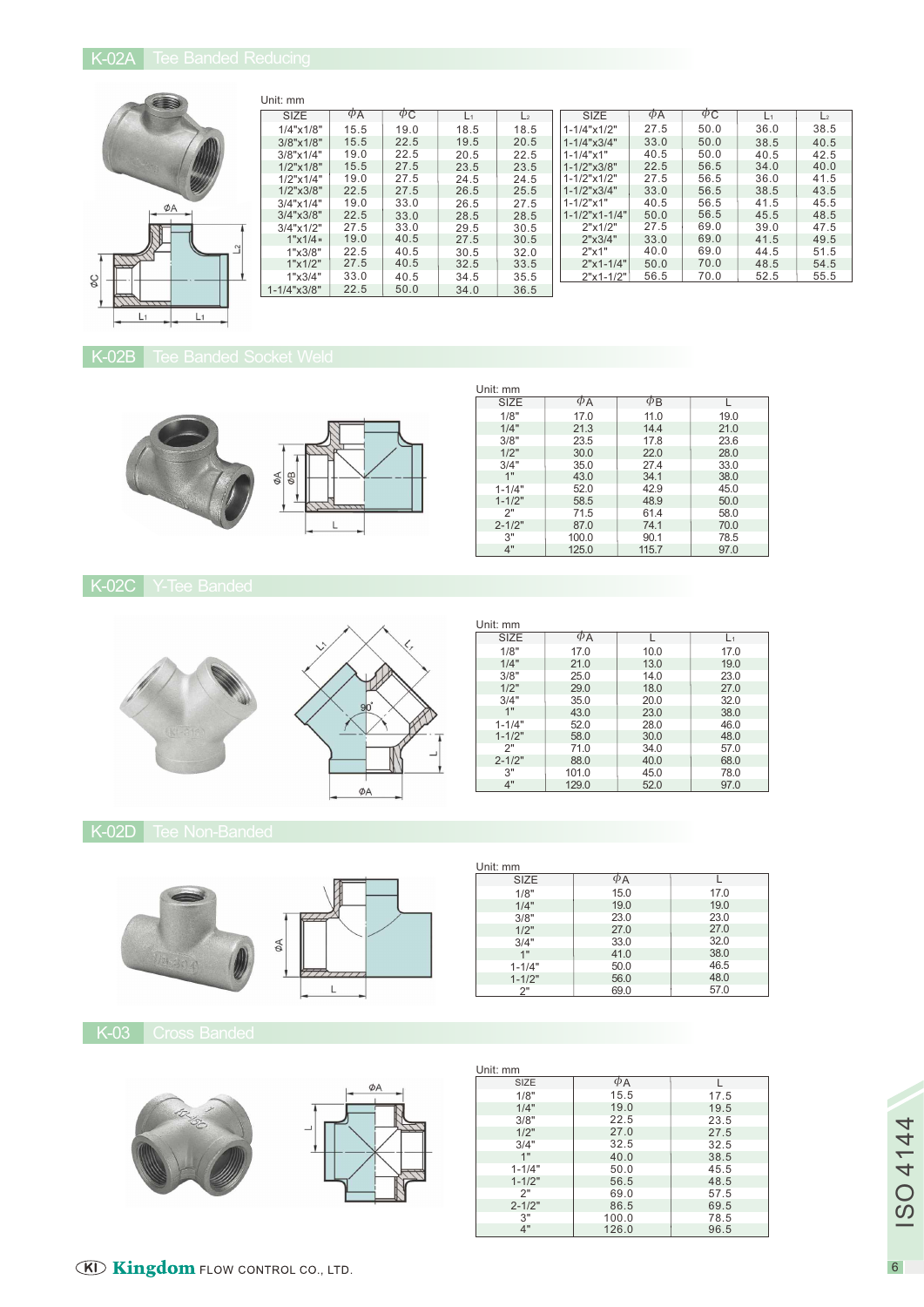## K-02A Tee Banded Reducing

Unit: mm

| SIZE | φA | φC | $L_1$ | $L_2$ |
|---|---|---|---|---|
| 1/4"x1/8" | 15.5 | 19.0 | 18.5 | 18.5 |
| 3/8"x1/8" | 15.5 | 22.5 | 19.5 | 20.5 |
| 3/8"x1/4" | 19.0 | 22.5 | 20.5 | 22.5 |
| 1/2"x1/8" | 15.5 | 27.5 | 23.5 | 23.5 |
| 1/2"x1/4" | 19.0 | 27.5 | 24.5 | 24.5 |
| 1/2"x3/8" | 22.5 | 27.5 | 26.5 | 25.5 |
| 3/4"x1/4" | 19.0 | 33.0 | 26.5 | 27.5 |
| 3/4"x3/8" | 22.5 | 33.0 | 28.5 | 28.5 |
| 3/4"x1/2" | 27.5 | 33.0 | 29.5 | 30.5 |
| 1"x1/4" | 19.0 | 40.5 | 27.5 | 30.5 |
| 1"x3/8" | 22.5 | 40.5 | 30.5 | 32.0 |
| 1"x1/2" | 27.5 | 40.5 | 32.5 | 33.5 |
| 1"x3/4" | 33.0 | 40.5 | 34.5 | 35.5 |
| 1-1/4"x3/8" | 22.5 | 50.0 | 34.0 | 36.5 |
| 1-1/4"x1/2" | 27.5 | 50.0 | 36.0 | 38.5 |
| 1-1/4"x3/4" | 33.0 | 50.0 | 38.5 | 40.5 |
| 1-1/4"x1" | 40.5 | 50.0 | 40.5 | 42.5 |
| 1-1/2"x3/8" | 22.5 | 56.5 | 34.0 | 40.0 |
| 1-1/2"x1/2" | 27.5 | 56.5 | 36.0 | 41.5 |
| 1-1/2"x3/4" | 33.0 | 56.5 | 38.5 | 43.5 |
| 1-1/2"x1" | 40.5 | 56.5 | 41.5 | 45.5 |
| 1-1/2"x1-1/4" | 50.0 | 56.5 | 45.5 | 48.5 |
| 2"x1/2" | 27.5 | 69.0 | 39.0 | 47.5 |
| 2"x3/4" | 33.0 | 69.0 | 41.5 | 49.5 |
| 2"x1" | 40.0 | 69.0 | 44.5 | 51.5 |
| 2"x1-1/4" | 50.0 | 70.0 | 48.5 | 54.5 |
| 2"x1-1/2" | 56.5 | 70.0 | 52.5 | 55.5 |

## K-02B Tee Banded Socket Weld

Unit: mm

| SIZE | φA | φB | L |
|---|---|---|---|
| 1/8" | 17.0 | 11.0 | 19.0 |
| 1/4" | 21.3 | 14.4 | 21.0 |
| 3/8" | 23.5 | 17.8 | 23.6 |
| 1/2" | 30.0 | 22.0 | 28.0 |
| 3/4" | 35.0 | 27.4 | 33.0 |
| 1" | 43.0 | 34.1 | 38.0 |
| 1-1/4" | 52.0 | 42.9 | 45.0 |
| 1-1/2" | 58.5 | 48.9 | 50.0 |
| 2" | 71.5 | 61.4 | 58.0 |
| 2-1/2" | 87.0 | 74.1 | 70.0 |
| 3" | 100.0 | 90.1 | 78.5 |
| 4" | 125.0 | 115.7 | 97.0 |

## K-02C Y-Tee Banded

Unit: mm

| SIZE | φA | L | $L_1$ |
|---|---|---|---|
| 1/8" | 17.0 | 10.0 | 17.0 |
| 1/4" | 21.0 | 13.0 | 19.0 |
| 3/8" | 25.0 | 14.0 | 23.0 |
| 1/2" | 29.0 | 18.0 | 27.0 |
| 3/4" | 35.0 | 20.0 | 32.0 |
| 1" | 43.0 | 23.0 | 38.0 |
| 1-1/4" | 52.0 | 28.0 | 46.0 |
| 1-1/2" | 58.0 | 30.0 | 48.0 |
| 2" | 71.0 | 34.0 | 57.0 |
| 2-1/2" | 88.0 | 40.0 | 68.0 |
| 3" | 101.0 | 45.0 | 78.0 |
| 4" | 129.0 | 52.0 | 97.0 |

## K-02D Tee Non-Banded

Unit: mm

| SIZE | φA | L |
|---|---|---|
| 1/8" | 15.0 | 17.0 |
| 1/4" | 19.0 | 19.0 |
| 3/8" | 23.0 | 23.0 |
| 1/2" | 27.0 | 27.0 |
| 3/4" | 33.0 | 32.0 |
| 1" | 41.0 | 38.0 |
| 1-1/4" | 50.0 | 46.5 |
| 1-1/2" | 56.0 | 48.0 |
| 2" | 69.0 | 57.0 |

## K-03 Cross Banded

Unit: mm

| SIZE | φA | L |
|---|---|---|
| 1/8" | 15.5 | 17.5 |
| 1/4" | 19.0 | 19.5 |
| 3/8" | 22.5 | 23.5 |
| 1/2" | 27.0 | 27.5 |
| 3/4" | 32.5 | 32.5 |
| 1" | 40.0 | 38.5 |
| 1-1/4" | 50.0 | 45.5 |
| 1-1/2" | 56.5 | 48.5 |
| 2" | 69.0 | 57.5 |
| 2-1/2" | 86.5 | 69.5 |
| 3" | 100.0 | 78.5 |
| 4" | 126.0 | 96.5 |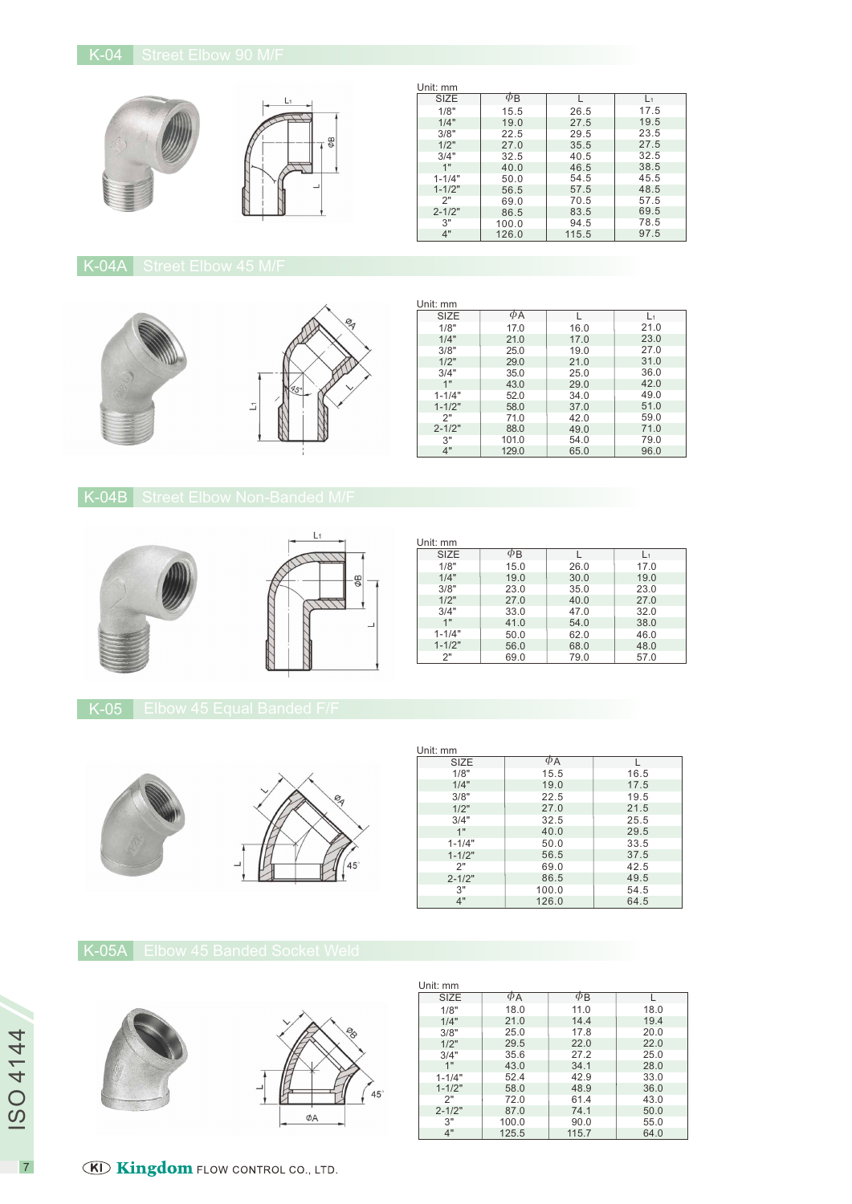## K-04 Street Elbow 90 M/F

Unit: mm

| SIZE | ΦB | L | $L_1$ |
|---|---|---|---|
| 1/8" | 15.5 | 26.5 | 17.5 |
| 1/4" | 19.0 | 27.5 | 19.5 |
| 3/8" | 22.5 | 29.5 | 23.5 |
| 1/2" | 27.0 | 35.5 | 27.5 |
| 3/4" | 32.5 | 40.5 | 32.5 |
| 1" | 40.0 | 46.5 | 38.5 |
| 1-1/4" | 50.0 | 54.5 | 45.5 |
| 1-1/2" | 56.5 | 57.5 | 48.5 |
| 2" | 69.0 | 70.5 | 57.5 |
| 2-1/2" | 86.5 | 83.5 | 69.5 |
| 3" | 100.0 | 94.5 | 78.5 |
| 4" | 126.0 | 115.5 | 97.5 |

## K-04A Street Elbow 45 M/F

Unit: mm

| SIZE | ΦA | L | $L_1$ |
|---|---|---|---|
| 1/8" | 17.0 | 16.0 | 21.0 |
| 1/4" | 21.0 | 17.0 | 23.0 |
| 3/8" | 25.0 | 19.0 | 27.0 |
| 1/2" | 29.0 | 21.0 | 31.0 |
| 3/4" | 35.0 | 25.0 | 36.0 |
| 1" | 43.0 | 29.0 | 42.0 |
| 1-1/4" | 52.0 | 34.0 | 49.0 |
| 1-1/2" | 58.0 | 37.0 | 51.0 |
| 2" | 71.0 | 42.0 | 59.0 |
| 2-1/2" | 88.0 | 49.0 | 71.0 |
| 3" | 101.0 | 54.0 | 79.0 |
| 4" | 129.0 | 65.0 | 96.0 |

## K-04B Street Elbow Non-Banded M/F

Unit: mm

| SIZE | ΦB | L | $L_1$ |
|---|---|---|---|
| 1/8" | 15.0 | 26.0 | 17.0 |
| 1/4" | 19.0 | 30.0 | 19.0 |
| 3/8" | 23.0 | 35.0 | 23.0 |
| 1/2" | 27.0 | 40.0 | 27.0 |
| 3/4" | 33.0 | 47.0 | 32.0 |
| 1" | 41.0 | 54.0 | 38.0 |
| 1-1/4" | 50.0 | 62.0 | 46.0 |
| 1-1/2" | 56.0 | 68.0 | 48.0 |
| 2" | 69.0 | 79.0 | 57.0 |

## K-05 Elbow 45 Equal Banded F/F

Unit: mm

| SIZE | ΦA | L |
|---|---|---|
| 1/8" | 15.5 | 16.5 |
| 1/4" | 19.0 | 17.5 |
| 3/8" | 22.5 | 19.5 |
| 1/2" | 27.0 | 21.5 |
| 3/4" | 32.5 | 25.5 |
| 1" | 40.0 | 29.5 |
| 1-1/4" | 50.0 | 33.5 |
| 1-1/2" | 56.5 | 37.5 |
| 2" | 69.0 | 42.5 |
| 2-1/2" | 86.5 | 49.5 |
| 3" | 100.0 | 54.5 |
| 4" | 126.0 | 64.5 |

## K-05A Elbow 45 Banded Socket Weld

Unit: mm

| SIZE | ΦA | ΦB | L |
|---|---|---|---|
| 1/8" | 18.0 | 11.0 | 18.0 |
| 1/4" | 21.0 | 14.4 | 19.4 |
| 3/8" | 25.0 | 17.8 | 20.0 |
| 1/2" | 29.5 | 22.0 | 22.0 |
| 3/4" | 35.6 | 27.2 | 25.0 |
| 1" | 43.0 | 34.1 | 28.0 |
| 1-1/4" | 52.4 | 42.9 | 33.0 |
| 1-1/2" | 58.0 | 48.9 | 36.0 |
| 2" | 72.0 | 61.4 | 43.0 |
| 2-1/2" | 87.0 | 74.1 | 50.0 |
| 3" | 100.0 | 90.0 | 55.0 |
| 4" | 125.5 | 115.7 | 64.0 |

ISO 4144

KI Kingdom FLOW CONTROL CO., LTD.